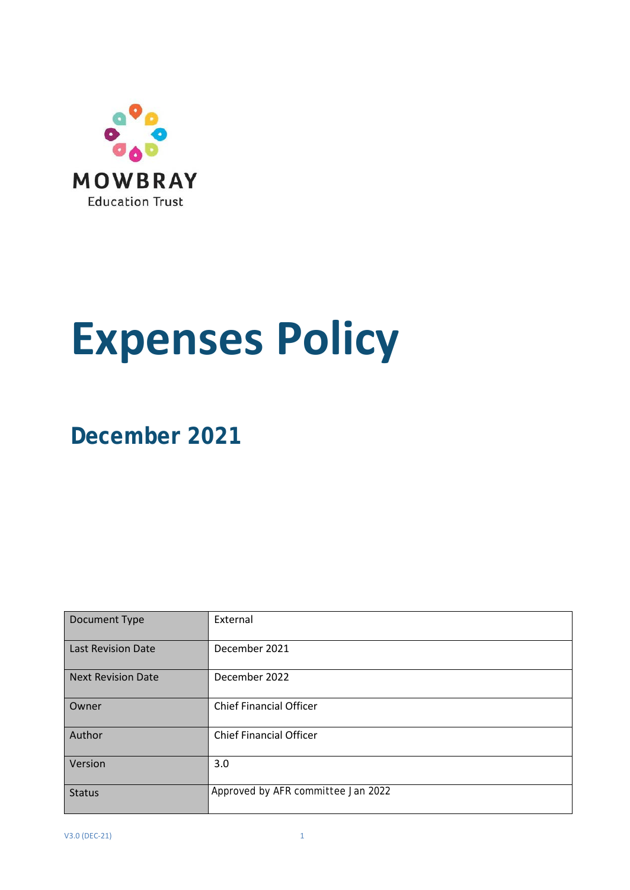MOWBRAY
Education Trust

# Expenses Policy

## December 2021

| Document Type | External |
|---|---|
| Last Revision Date | December 2021 |
| Next Revision Date | December 2022 |
| Owner | Chief Financial Officer |
| Author | Chief Financial Officer |
| Version | 3.0 |
| Status | Approved by AFR committee Jan 2022 |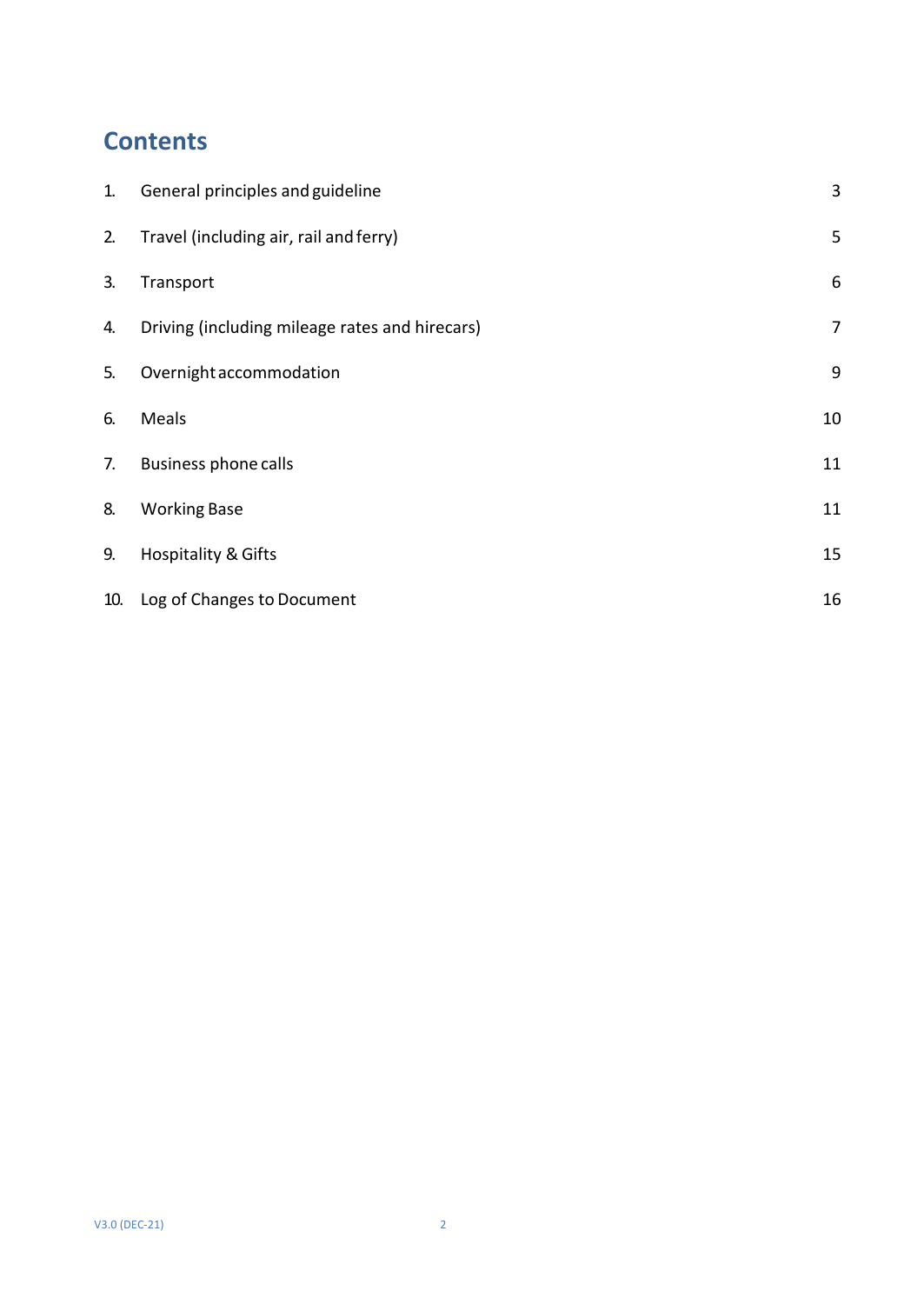## Contents

| | | |
|---|---|---|
| 1. | General principles and guideline | 3 |
| 2. | Travel (including air, rail and ferry) | 5 |
| 3. | Transport | 6 |
| 4. | Driving (including mileage rates and hirecars) | 7 |
| 5. | Overnight accommodation | 9 |
| 6. | Meals | 10 |
| 7. | Business phone calls | 11 |
| 8. | Working Base | 11 |
| 9. | Hospitality & Gifts | 15 |
| 10. | Log of Changes to Document | 16 |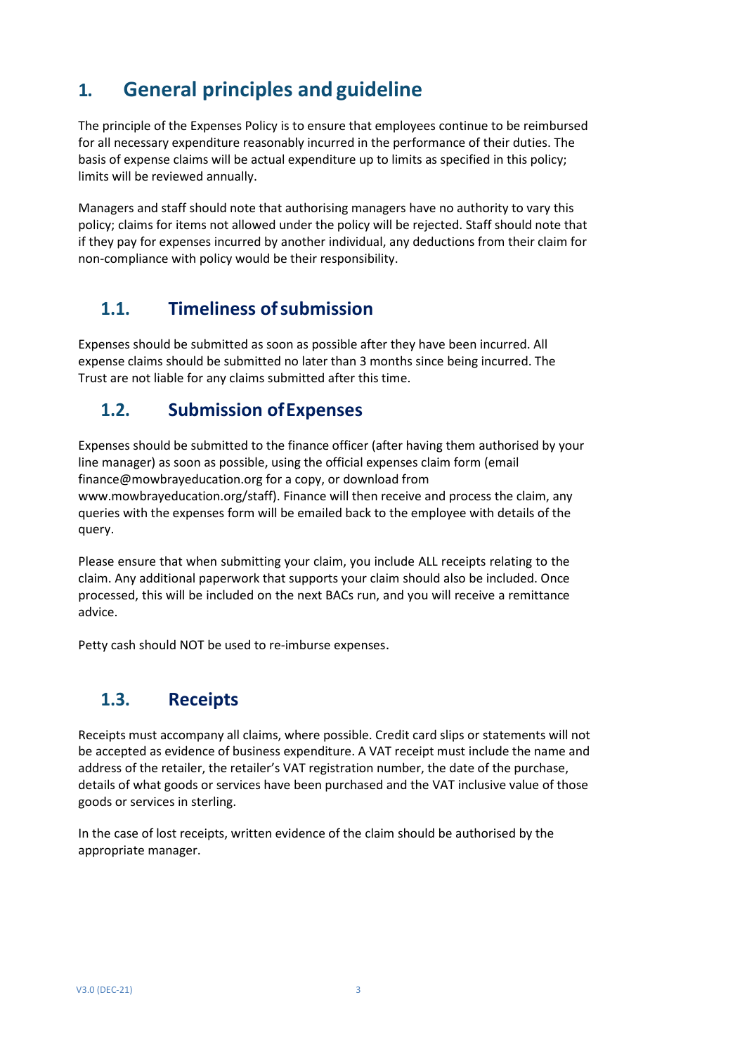# 1. General principles and guideline

The principle of the Expenses Policy is to ensure that employees continue to be reimbursed for all necessary expenditure reasonably incurred in the performance of their duties. The basis of expense claims will be actual expenditure up to limits as specified in this policy; limits will be reviewed annually.

Managers and staff should note that authorising managers have no authority to vary this policy; claims for items not allowed under the policy will be rejected. Staff should note that if they pay for expenses incurred by another individual, any deductions from their claim for non-compliance with policy would be their responsibility.

## 1.1. Timeliness of submission

Expenses should be submitted as soon as possible after they have been incurred. All expense claims should be submitted no later than 3 months since being incurred. The Trust are not liable for any claims submitted after this time.

## 1.2. Submission of Expenses

Expenses should be submitted to the finance officer (after having them authorised by your line manager) as soon as possible, using the official expenses claim form (email finance@mowbrayeducation.org for a copy, or download from www.mowbrayeducation.org/staff). Finance will then receive and process the claim, any queries with the expenses form will be emailed back to the employee with details of the query.

Please ensure that when submitting your claim, you include ALL receipts relating to the claim. Any additional paperwork that supports your claim should also be included. Once processed, this will be included on the next BACs run, and you will receive a remittance advice.

Petty cash should NOT be used to re-imburse expenses.

## 1.3. Receipts

Receipts must accompany all claims, where possible. Credit card slips or statements will not be accepted as evidence of business expenditure. A VAT receipt must include the name and address of the retailer, the retailer's VAT registration number, the date of the purchase, details of what goods or services have been purchased and the VAT inclusive value of those goods or services in sterling.

In the case of lost receipts, written evidence of the claim should be authorised by the appropriate manager.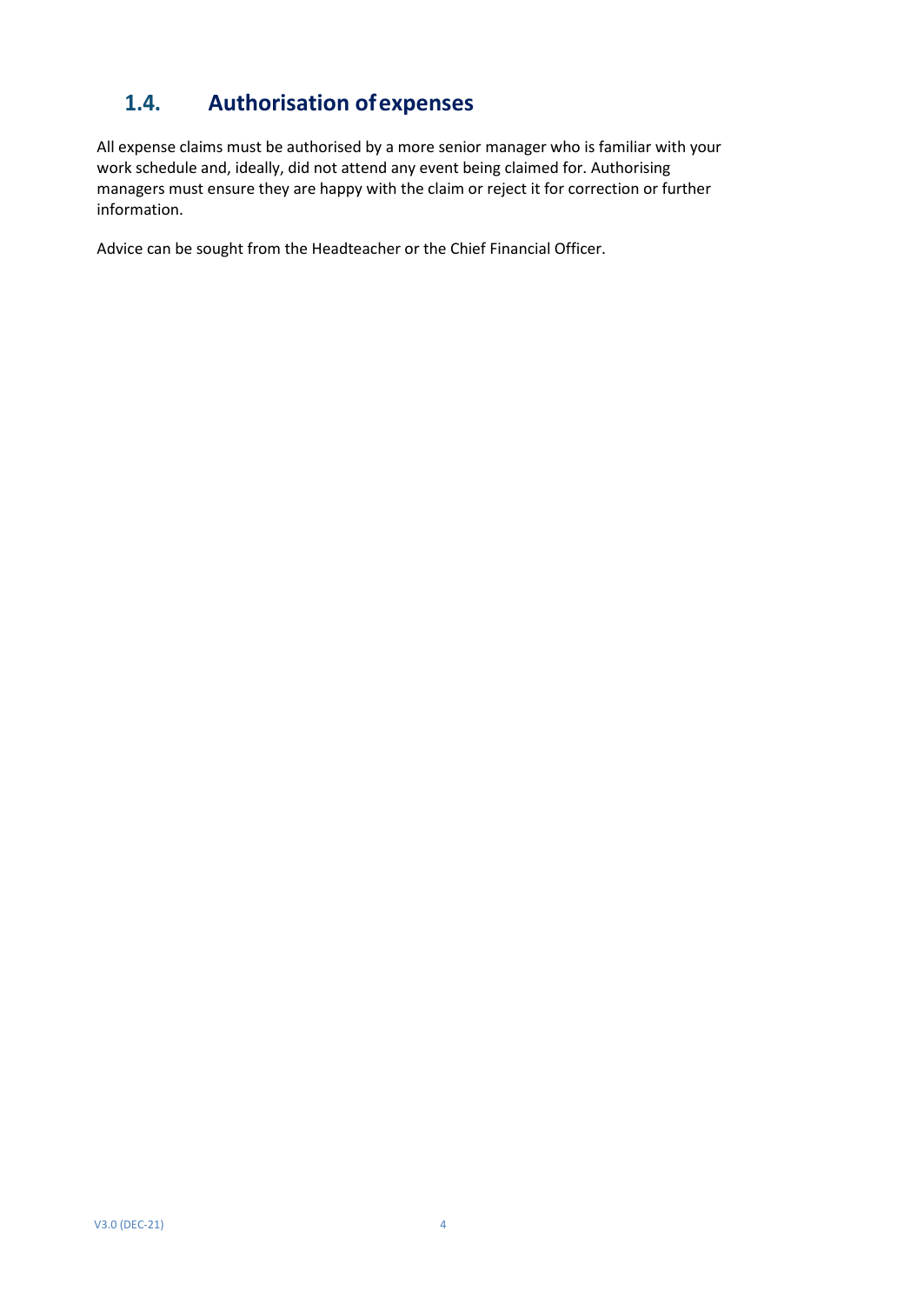## 1.4. Authorisation of expenses

All expense claims must be authorised by a more senior manager who is familiar with your work schedule and, ideally, did not attend any event being claimed for. Authorising managers must ensure they are happy with the claim or reject it for correction or further information.

Advice can be sought from the Headteacher or the Chief Financial Officer.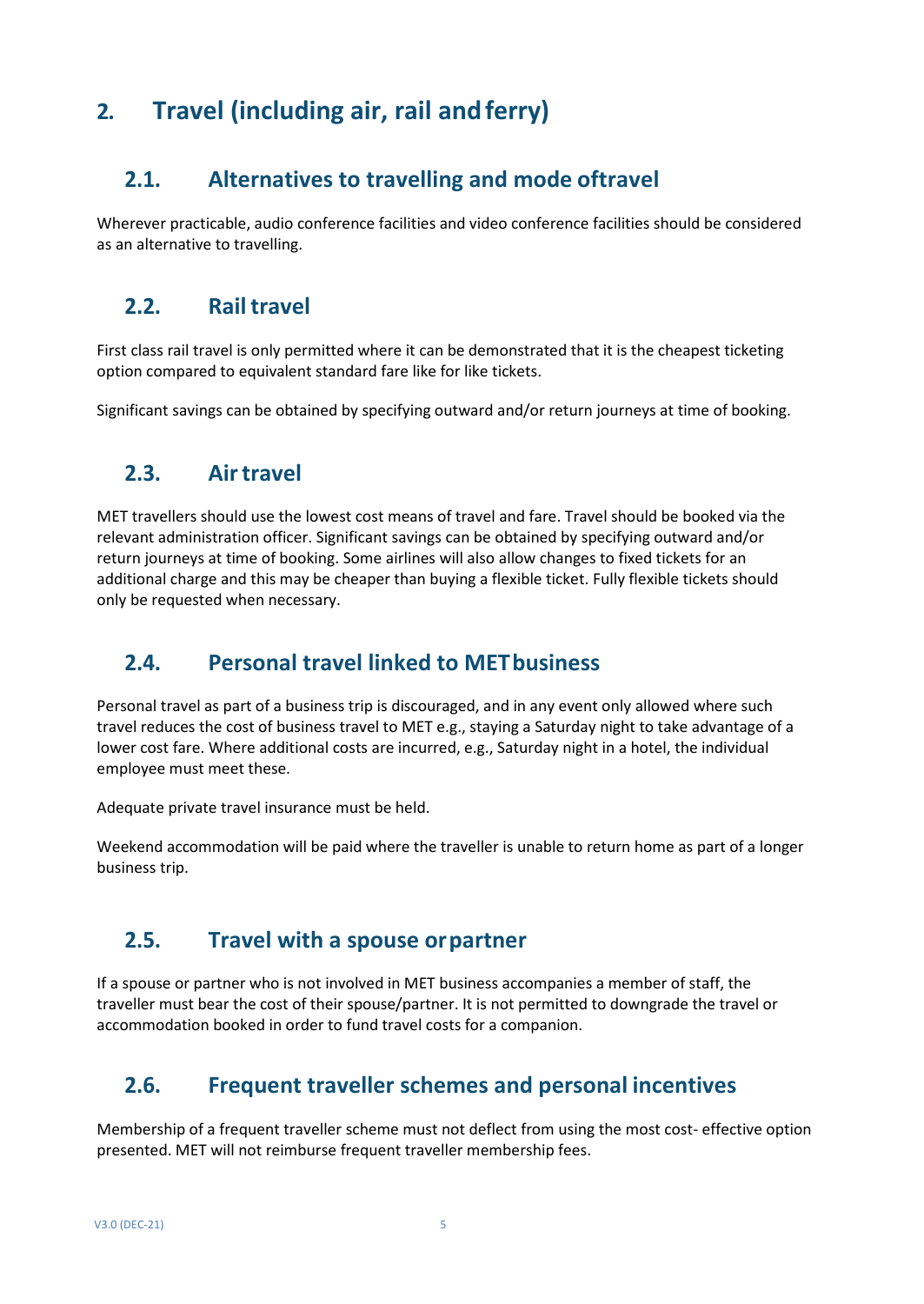# 2. Travel (including air, rail and ferry)

## 2.1. Alternatives to travelling and mode of travel

Wherever practicable, audio conference facilities and video conference facilities should be considered as an alternative to travelling.

## 2.2. Rail travel

First class rail travel is only permitted where it can be demonstrated that it is the cheapest ticketing option compared to equivalent standard fare like for like tickets.

Significant savings can be obtained by specifying outward and/or return journeys at time of booking.

## 2.3. Air travel

MET travellers should use the lowest cost means of travel and fare. Travel should be booked via the relevant administration officer. Significant savings can be obtained by specifying outward and/or return journeys at time of booking. Some airlines will also allow changes to fixed tickets for an additional charge and this may be cheaper than buying a flexible ticket. Fully flexible tickets should only be requested when necessary.

## 2.4. Personal travel linked to MET business

Personal travel as part of a business trip is discouraged, and in any event only allowed where such travel reduces the cost of business travel to MET e.g., staying a Saturday night to take advantage of a lower cost fare. Where additional costs are incurred, e.g., Saturday night in a hotel, the individual employee must meet these.

Adequate private travel insurance must be held.

Weekend accommodation will be paid where the traveller is unable to return home as part of a longer business trip.

## 2.5. Travel with a spouse or partner

If a spouse or partner who is not involved in MET business accompanies a member of staff, the traveller must bear the cost of their spouse/partner. It is not permitted to downgrade the travel or accommodation booked in order to fund travel costs for a companion.

## 2.6. Frequent traveller schemes and personal incentives

Membership of a frequent traveller scheme must not deflect from using the most cost- effective option presented. MET will not reimburse frequent traveller membership fees.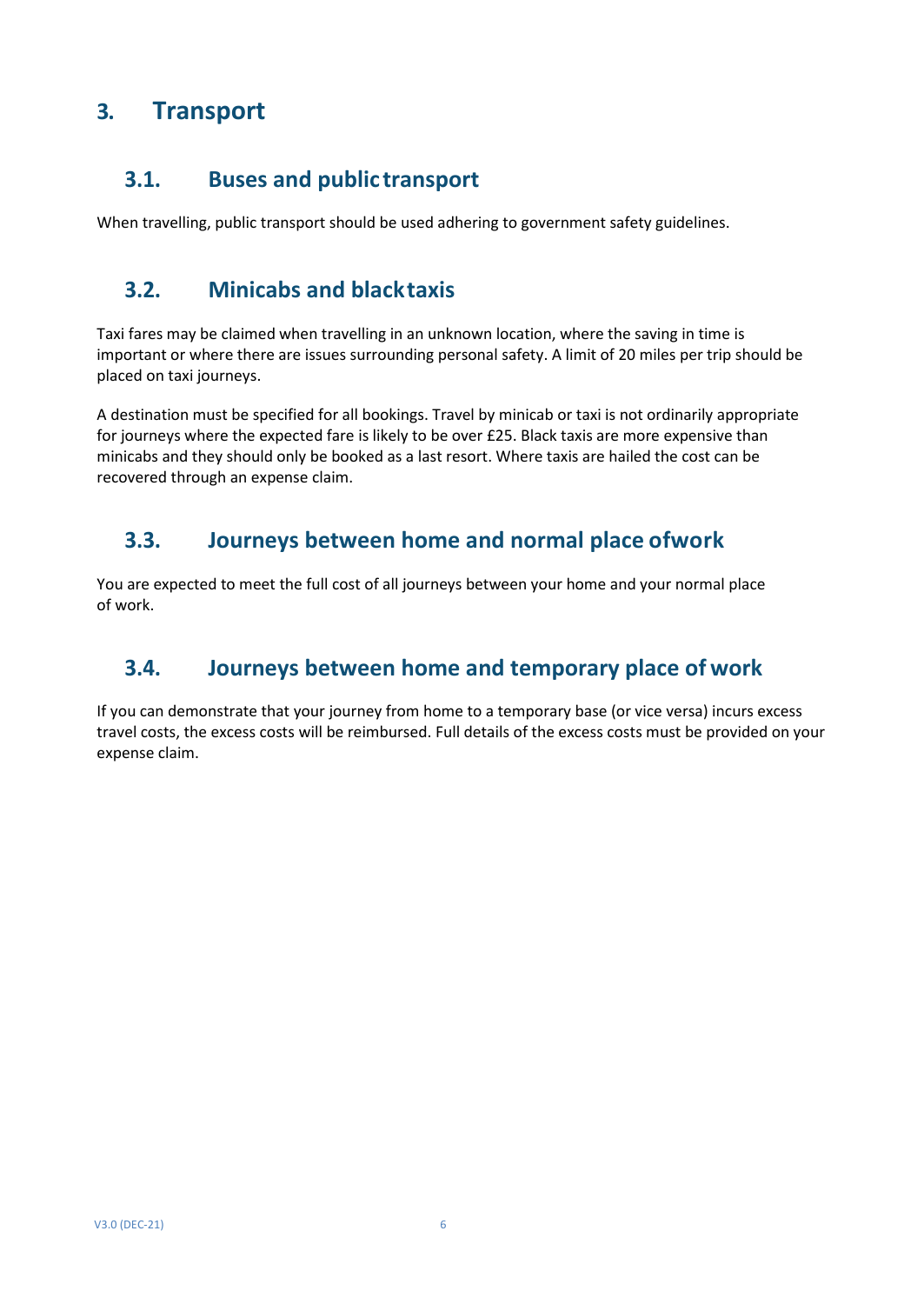# 3. Transport

## 3.1. Buses and public transport

When travelling, public transport should be used adhering to government safety guidelines.

## 3.2. Minicabs and black taxis

Taxi fares may be claimed when travelling in an unknown location, where the saving in time is important or where there are issues surrounding personal safety. A limit of 20 miles per trip should be placed on taxi journeys.

A destination must be specified for all bookings. Travel by minicab or taxi is not ordinarily appropriate for journeys where the expected fare is likely to be over £25. Black taxis are more expensive than minicabs and they should only be booked as a last resort. Where taxis are hailed the cost can be recovered through an expense claim.

## 3.3. Journeys between home and normal place of work

You are expected to meet the full cost of all journeys between your home and your normal place of work.

## 3.4. Journeys between home and temporary place of work

If you can demonstrate that your journey from home to a temporary base (or vice versa) incurs excess travel costs, the excess costs will be reimbursed. Full details of the excess costs must be provided on your expense claim.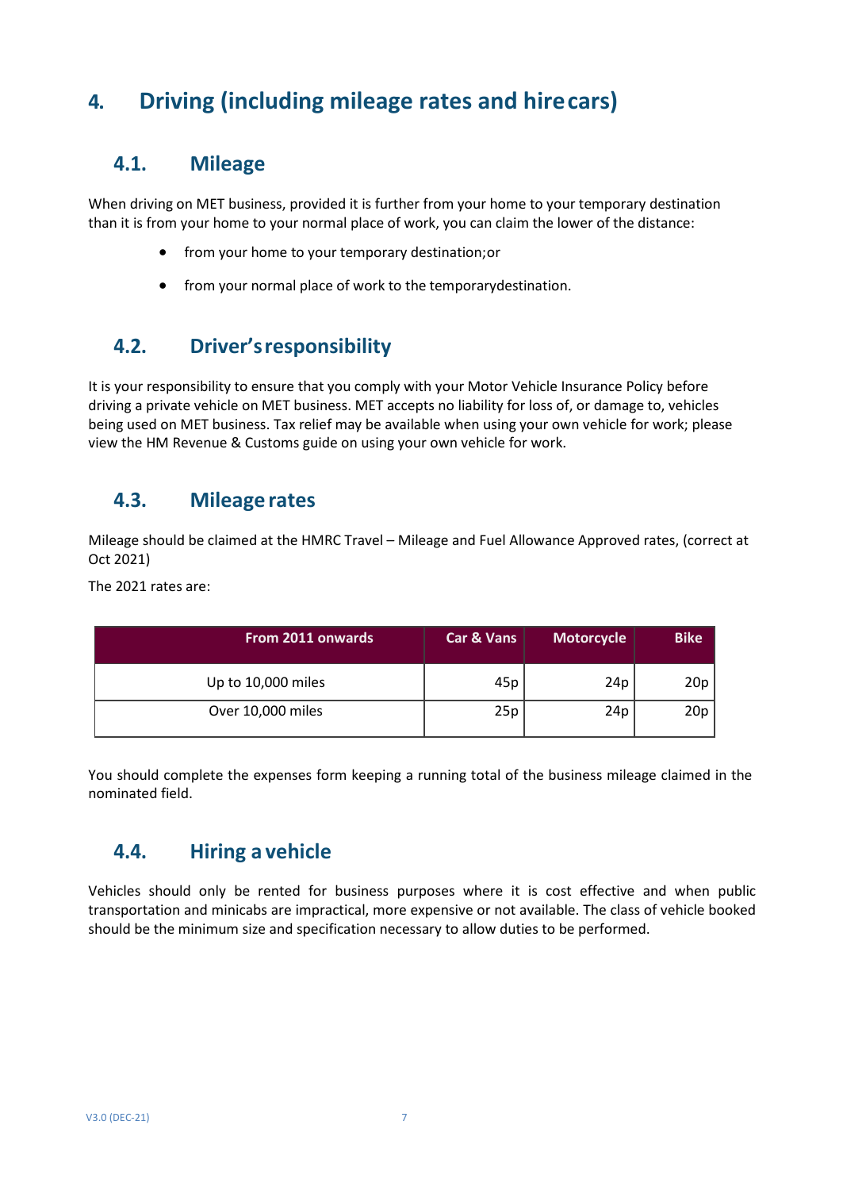# 4. Driving (including mileage rates and hire cars)

## 4.1. Mileage

When driving on MET business, provided it is further from your home to your temporary destination than it is from your home to your normal place of work, you can claim the lower of the distance:

- from your home to your temporary destination;or
- from your normal place of work to the temporarydestination.

## 4.2. Driver's responsibility

It is your responsibility to ensure that you comply with your Motor Vehicle Insurance Policy before driving a private vehicle on MET business. MET accepts no liability for loss of, or damage to, vehicles being used on MET business. Tax relief may be available when using your own vehicle for work; please view the HM Revenue & Customs guide on using your own vehicle for work.

## 4.3. Mileage rates

Mileage should be claimed at the HMRC Travel – Mileage and Fuel Allowance Approved rates, (correct at Oct 2021)

The 2021 rates are:

| From 2011 onwards | Car & Vans | Motorcycle | Bike |
|---|---|---|---|
| Up to 10,000 miles | 45p | 24p | 20p |
| Over 10,000 miles | 25p | 24p | 20p |

You should complete the expenses form keeping a running total of the business mileage claimed in the nominated field.

## 4.4. Hiring a vehicle

Vehicles should only be rented for business purposes where it is cost effective and when public transportation and minicabs are impractical, more expensive or not available. The class of vehicle booked should be the minimum size and specification necessary to allow duties to be performed.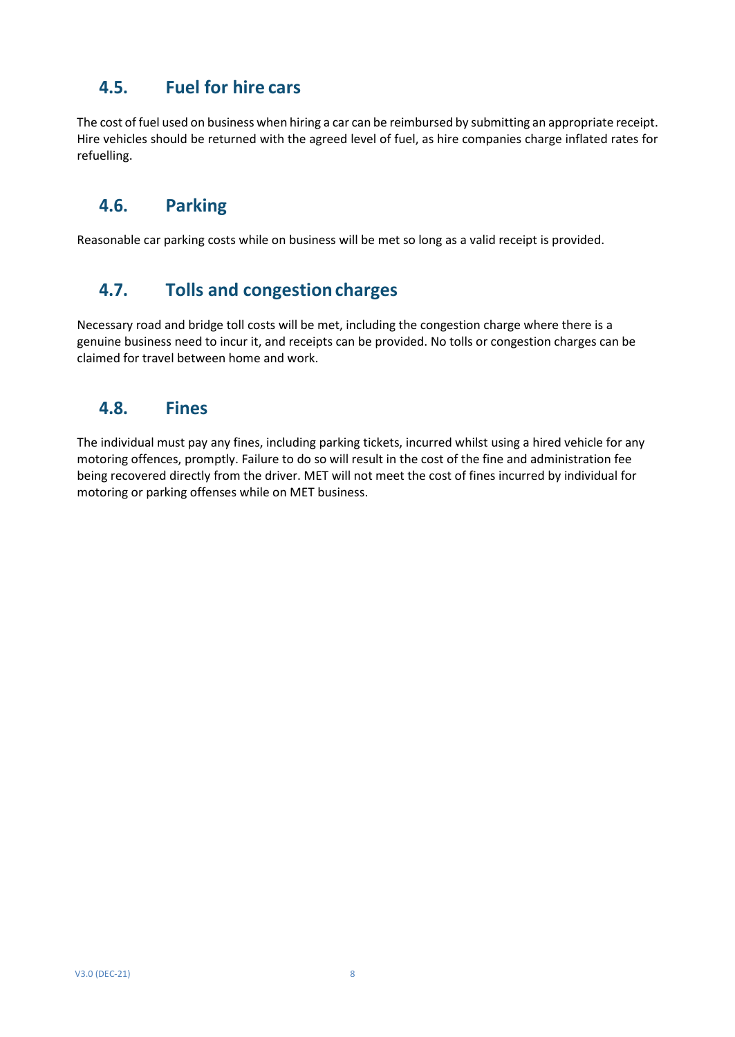## 4.5. Fuel for hire cars

The cost of fuel used on business when hiring a car can be reimbursed by submitting an appropriate receipt. Hire vehicles should be returned with the agreed level of fuel, as hire companies charge inflated rates for refuelling.

## 4.6. Parking

Reasonable car parking costs while on business will be met so long as a valid receipt is provided.

## 4.7. Tolls and congestion charges

Necessary road and bridge toll costs will be met, including the congestion charge where there is a genuine business need to incur it, and receipts can be provided. No tolls or congestion charges can be claimed for travel between home and work.

## 4.8. Fines

The individual must pay any fines, including parking tickets, incurred whilst using a hired vehicle for any motoring offences, promptly. Failure to do so will result in the cost of the fine and administration fee being recovered directly from the driver. MET will not meet the cost of fines incurred by individual for motoring or parking offenses while on MET business.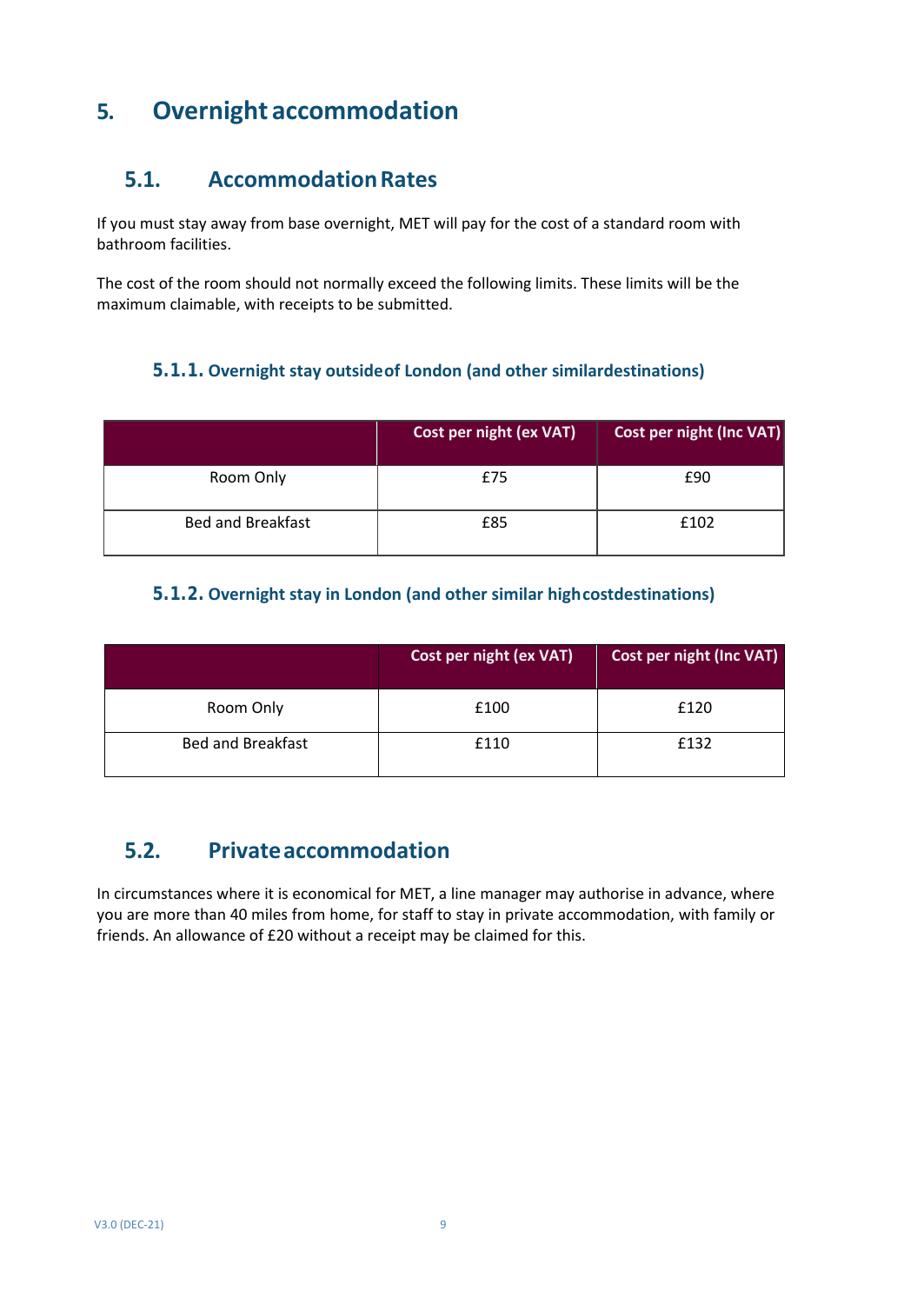# 5. Overnight accommodation

## 5.1. Accommodation Rates

If you must stay away from base overnight, MET will pay for the cost of a standard room with bathroom facilities.

The cost of the room should not normally exceed the following limits. These limits will be the maximum claimable, with receipts to be submitted.

### 5.1.1. Overnight stay outside of London (and other similar destinations)

| | Cost per night (ex VAT) | Cost per night (Inc VAT) |
|---|---|---|
| Room Only | £75 | £90 |
| Bed and Breakfast | £85 | £102 |

### 5.1.2. Overnight stay in London (and other similar high cost destinations)

| | Cost per night (ex VAT) | Cost per night (Inc VAT) |
|---|---|---|
| Room Only | £100 | £120 |
| Bed and Breakfast | £110 | £132 |

## 5.2. Private accommodation

In circumstances where it is economical for MET, a line manager may authorise in advance, where you are more than 40 miles from home, for staff to stay in private accommodation, with family or friends. An allowance of £20 without a receipt may be claimed for this.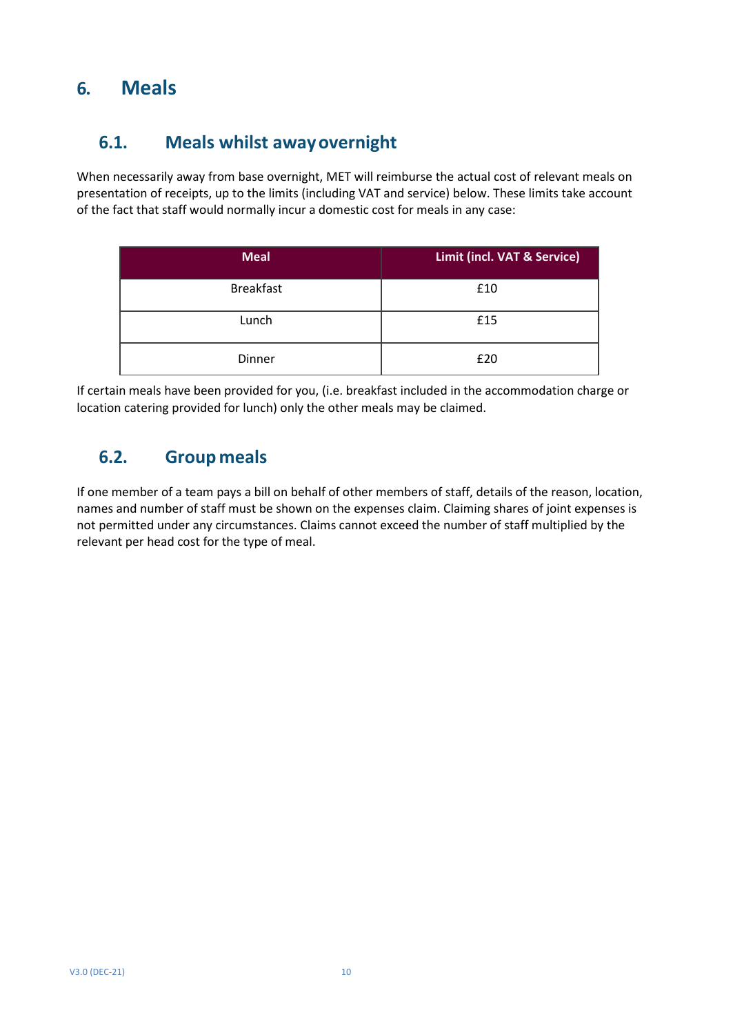# 6. Meals

## 6.1. Meals whilst away overnight

When necessarily away from base overnight, MET will reimburse the actual cost of relevant meals on presentation of receipts, up to the limits (including VAT and service) below. These limits take account of the fact that staff would normally incur a domestic cost for meals in any case:

| Meal | Limit (incl. VAT & Service) |
|---|---|
| Breakfast | £10 |
| Lunch | £15 |
| Dinner | £20 |

If certain meals have been provided for you, (i.e. breakfast included in the accommodation charge or location catering provided for lunch) only the other meals may be claimed.

## 6.2. Group meals

If one member of a team pays a bill on behalf of other members of staff, details of the reason, location, names and number of staff must be shown on the expenses claim. Claiming shares of joint expenses is not permitted under any circumstances. Claims cannot exceed the number of staff multiplied by the relevant per head cost for the type of meal.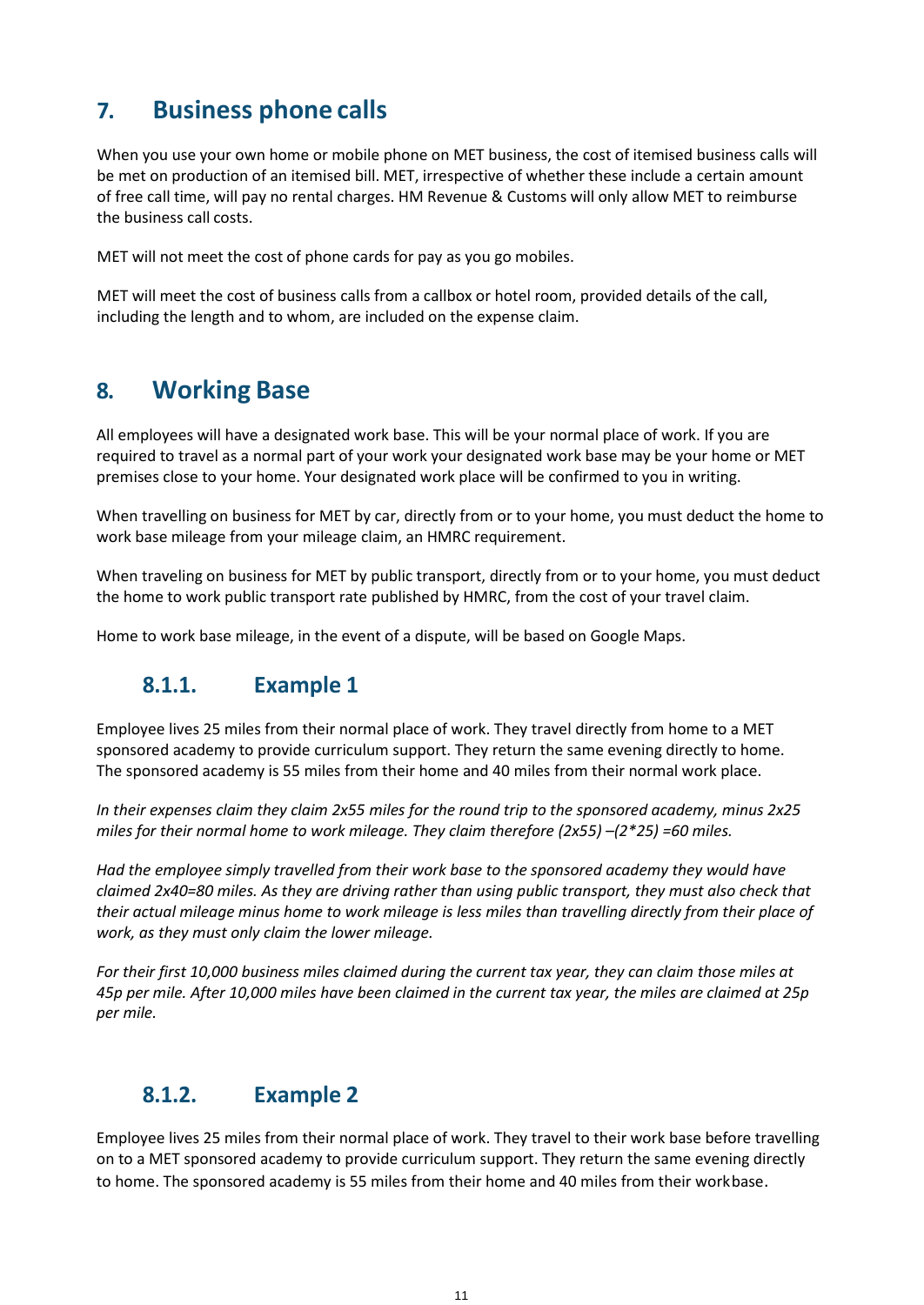## 7. Business phone calls

When you use your own home or mobile phone on MET business, the cost of itemised business calls will be met on production of an itemised bill. MET, irrespective of whether these include a certain amount of free call time, will pay no rental charges. HM Revenue & Customs will only allow MET to reimburse the business call costs.

MET will not meet the cost of phone cards for pay as you go mobiles.

MET will meet the cost of business calls from a callbox or hotel room, provided details of the call, including the length and to whom, are included on the expense claim.

## 8. Working Base

All employees will have a designated work base. This will be your normal place of work. If you are required to travel as a normal part of your work your designated work base may be your home or MET premises close to your home. Your designated work place will be confirmed to you in writing.

When travelling on business for MET by car, directly from or to your home, you must deduct the home to work base mileage from your mileage claim, an HMRC requirement.

When traveling on business for MET by public transport, directly from or to your home, you must deduct the home to work public transport rate published by HMRC, from the cost of your travel claim.

Home to work base mileage, in the event of a dispute, will be based on Google Maps.

### 8.1.1. Example 1

Employee lives 25 miles from their normal place of work. They travel directly from home to a MET sponsored academy to provide curriculum support. They return the same evening directly to home. The sponsored academy is 55 miles from their home and 40 miles from their normal work place.

*In their expenses claim they claim 2x55 miles for the round trip to the sponsored academy, minus 2x25 miles for their normal home to work mileage. They claim therefore (2x55) –(2*25) =60 miles.*

*Had the employee simply travelled from their work base to the sponsored academy they would have claimed 2x40=80 miles. As they are driving rather than using public transport, they must also check that their actual mileage minus home to work mileage is less miles than travelling directly from their place of work, as they must only claim the lower mileage.*

*For their first 10,000 business miles claimed during the current tax year, they can claim those miles at 45p per mile. After 10,000 miles have been claimed in the current tax year, the miles are claimed at 25p per mile.*

### 8.1.2. Example 2

Employee lives 25 miles from their normal place of work. They travel to their work base before travelling on to a MET sponsored academy to provide curriculum support. They return the same evening directly to home. The sponsored academy is 55 miles from their home and 40 miles from their workbase.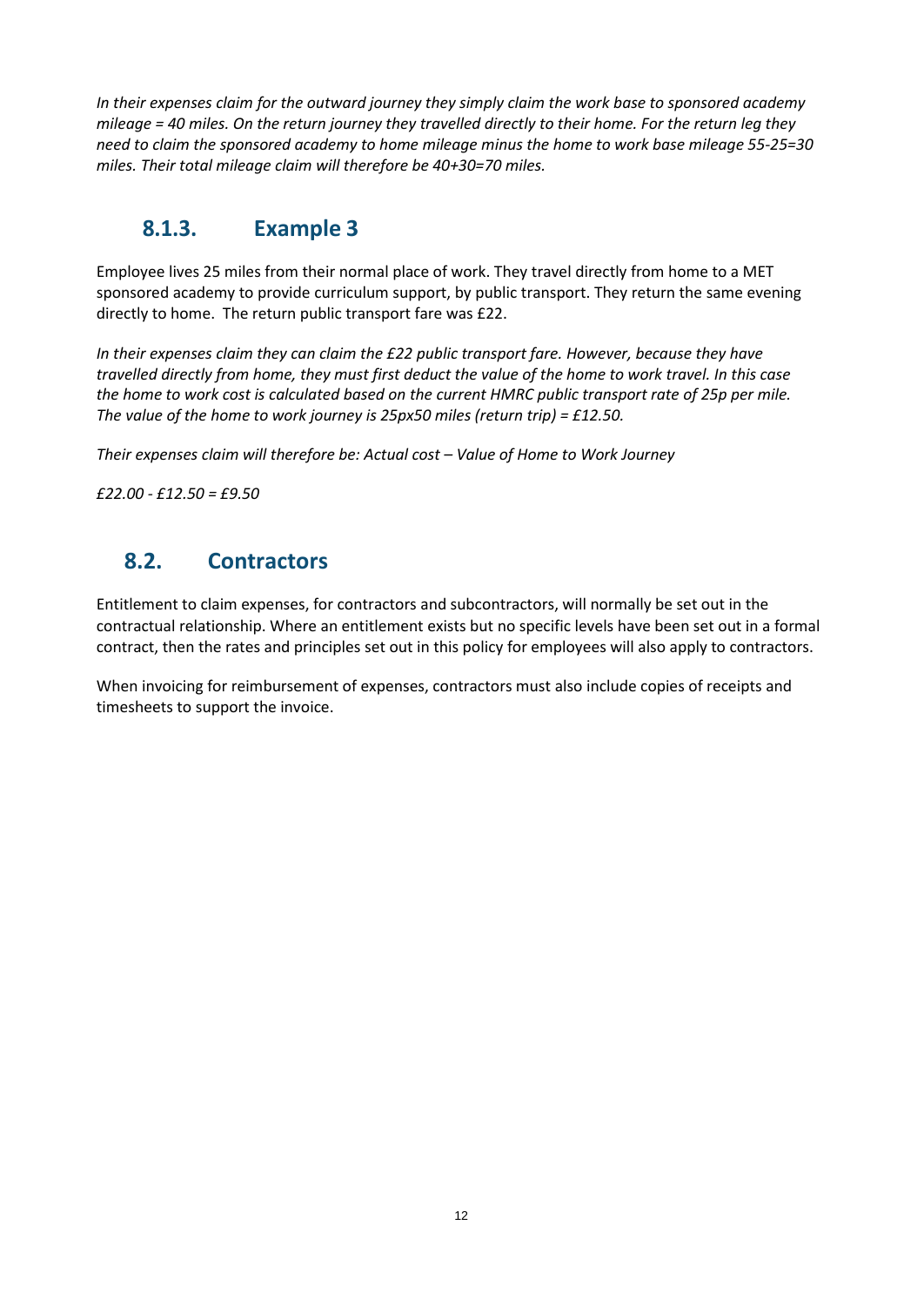*In their expenses claim for the outward journey they simply claim the work base to sponsored academy mileage = 40 miles. On the return journey they travelled directly to their home. For the return leg they need to claim the sponsored academy to home mileage minus the home to work base mileage 55-25=30 miles. Their total mileage claim will therefore be 40+30=70 miles.*

### 8.1.3. Example 3

Employee lives 25 miles from their normal place of work. They travel directly from home to a MET sponsored academy to provide curriculum support, by public transport. They return the same evening directly to home. The return public transport fare was £22.

*In their expenses claim they can claim the £22 public transport fare. However, because they have travelled directly from home, they must first deduct the value of the home to work travel. In this case the home to work cost is calculated based on the current HMRC public transport rate of 25p per mile. The value of the home to work journey is 25px50 miles (return trip) = £12.50.*

*Their expenses claim will therefore be: Actual cost – Value of Home to Work Journey*

*£22.00 - £12.50 = £9.50*

## 8.2. Contractors

Entitlement to claim expenses, for contractors and subcontractors, will normally be set out in the contractual relationship. Where an entitlement exists but no specific levels have been set out in a formal contract, then the rates and principles set out in this policy for employees will also apply to contractors.

When invoicing for reimbursement of expenses, contractors must also include copies of receipts and timesheets to support the invoice.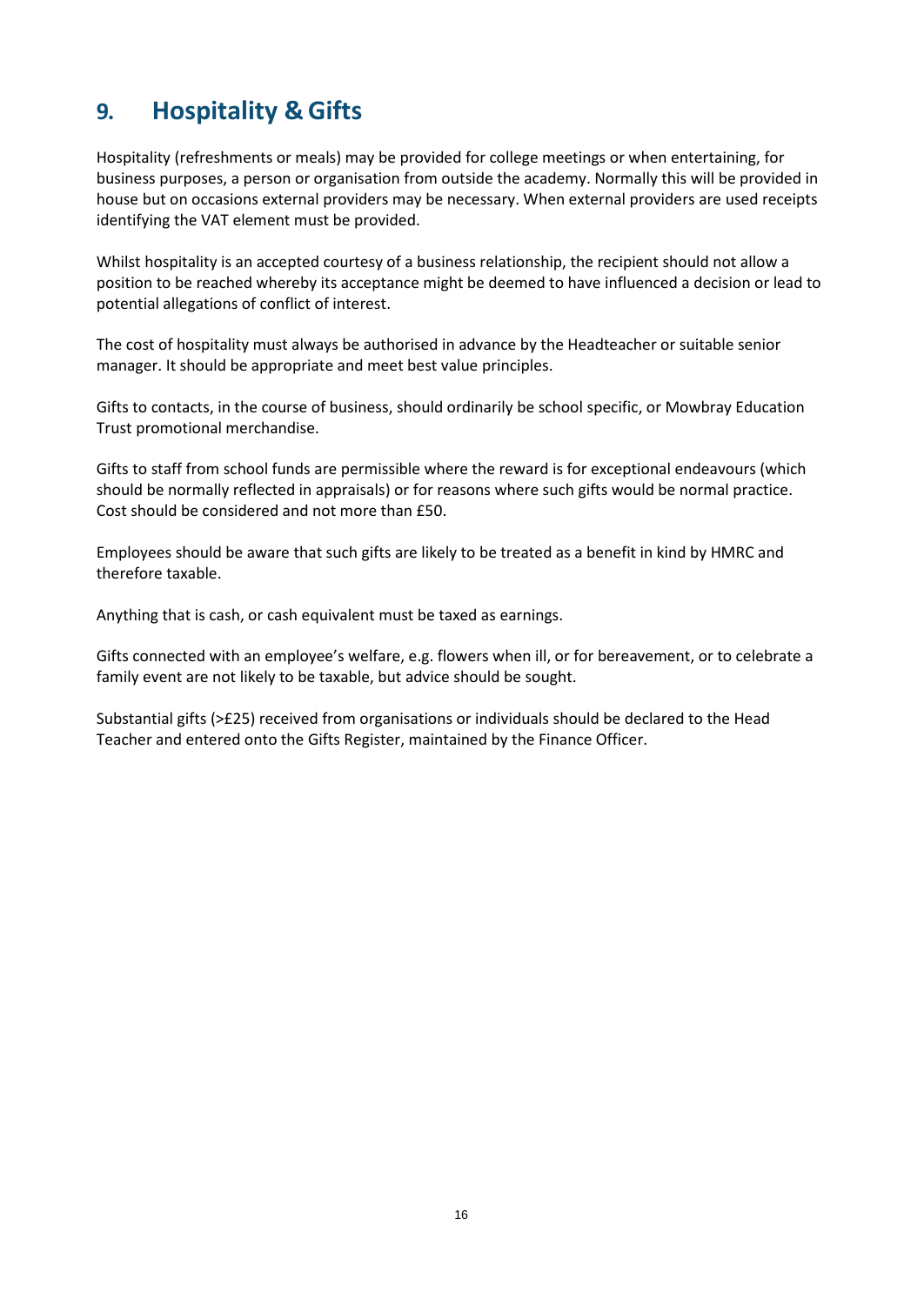## 9. Hospitality & Gifts

Hospitality (refreshments or meals) may be provided for college meetings or when entertaining, for business purposes, a person or organisation from outside the academy. Normally this will be provided in house but on occasions external providers may be necessary. When external providers are used receipts identifying the VAT element must be provided.

Whilst hospitality is an accepted courtesy of a business relationship, the recipient should not allow a position to be reached whereby its acceptance might be deemed to have influenced a decision or lead to potential allegations of conflict of interest.

The cost of hospitality must always be authorised in advance by the Headteacher or suitable senior manager. It should be appropriate and meet best value principles.

Gifts to contacts, in the course of business, should ordinarily be school specific, or Mowbray Education Trust promotional merchandise.

Gifts to staff from school funds are permissible where the reward is for exceptional endeavours (which should be normally reflected in appraisals) or for reasons where such gifts would be normal practice. Cost should be considered and not more than £50.

Employees should be aware that such gifts are likely to be treated as a benefit in kind by HMRC and therefore taxable.

Anything that is cash, or cash equivalent must be taxed as earnings.

Gifts connected with an employee's welfare, e.g. flowers when ill, or for bereavement, or to celebrate a family event are not likely to be taxable, but advice should be sought.

Substantial gifts (>£25) received from organisations or individuals should be declared to the Head Teacher and entered onto the Gifts Register, maintained by the Finance Officer.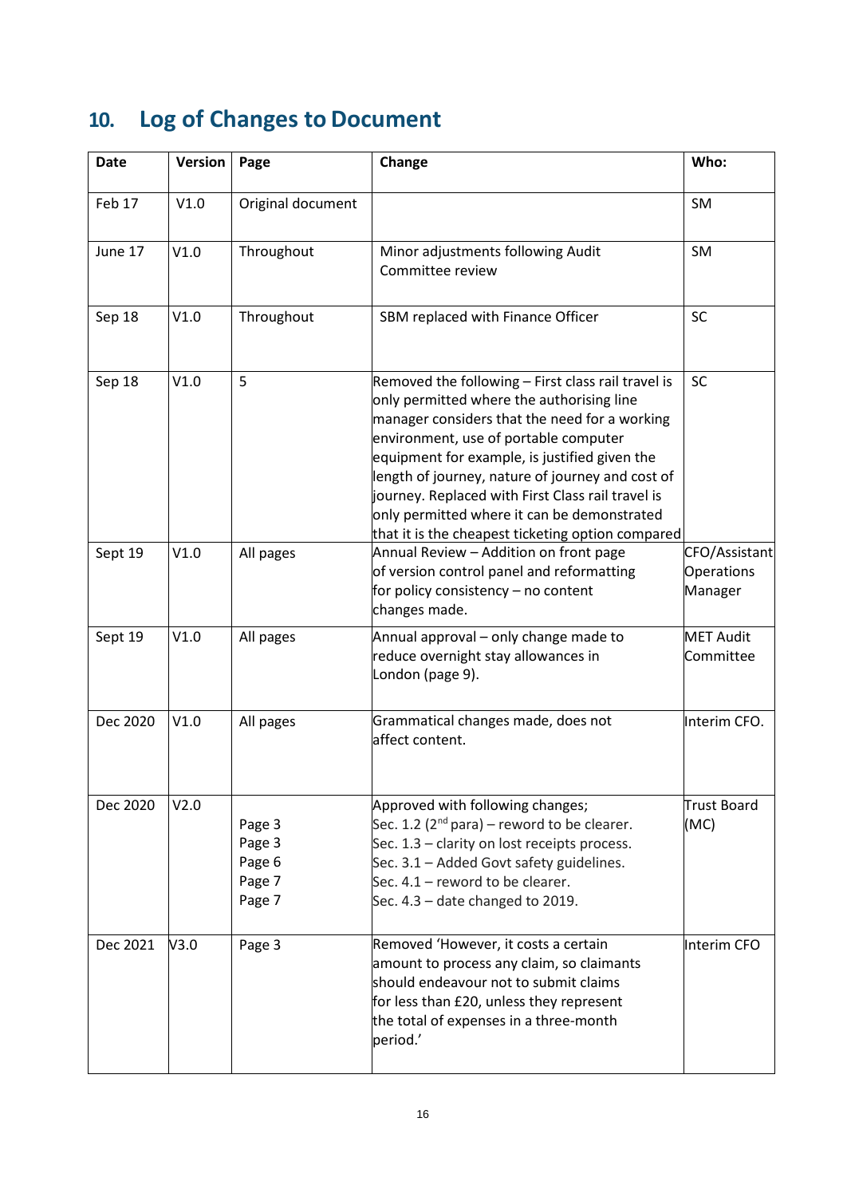## 10. Log of Changes to Document

| Date | Version | Page | Change | Who: |
|---|---|---|---|---|
| Feb 17 | V1.0 | Original document | | SM |
| June 17 | V1.0 | Throughout | Minor adjustments following Audit Committee review | SM |
| Sep 18 | V1.0 | Throughout | SBM replaced with Finance Officer | SC |
| Sep 18 | V1.0 | 5 | Removed the following – First class rail travel is only permitted where the authorising line manager considers that the need for a working environment, use of portable computer equipment for example, is justified given the length of journey, nature of journey and cost of journey. Replaced with First Class rail travel is only permitted where it can be demonstrated that it is the cheapest ticketing option compared | SC |
| Sept 19 | V1.0 | All pages | Annual Review – Addition on front page of version control panel and reformatting for policy consistency – no content changes made. | CFO/Assistant Operations Manager |
| Sept 19 | V1.0 | All pages | Annual approval – only change made to reduce overnight stay allowances in London (page 9). | MET Audit Committee |
| Dec 2020 | V1.0 | All pages | Grammatical changes made, does not affect content. | Interim CFO. |
| Dec 2020 | V2.0 | Page 3<br>Page 3<br>Page 6<br>Page 7<br>Page 7 | Approved with following changes;<br>Sec. 1.2 (2nd para) – reword to be clearer.<br>Sec. 1.3 – clarity on lost receipts process.<br>Sec. 3.1 – Added Govt safety guidelines.<br>Sec. 4.1 – reword to be clearer.<br>Sec. 4.3 – date changed to 2019. | Trust Board (MC) |
| Dec 2021 | V3.0 | Page 3 | Removed 'However, it costs a certain amount to process any claim, so claimants should endeavour not to submit claims for less than £20, unless they represent the total of expenses in a three-month period.' | Interim CFO |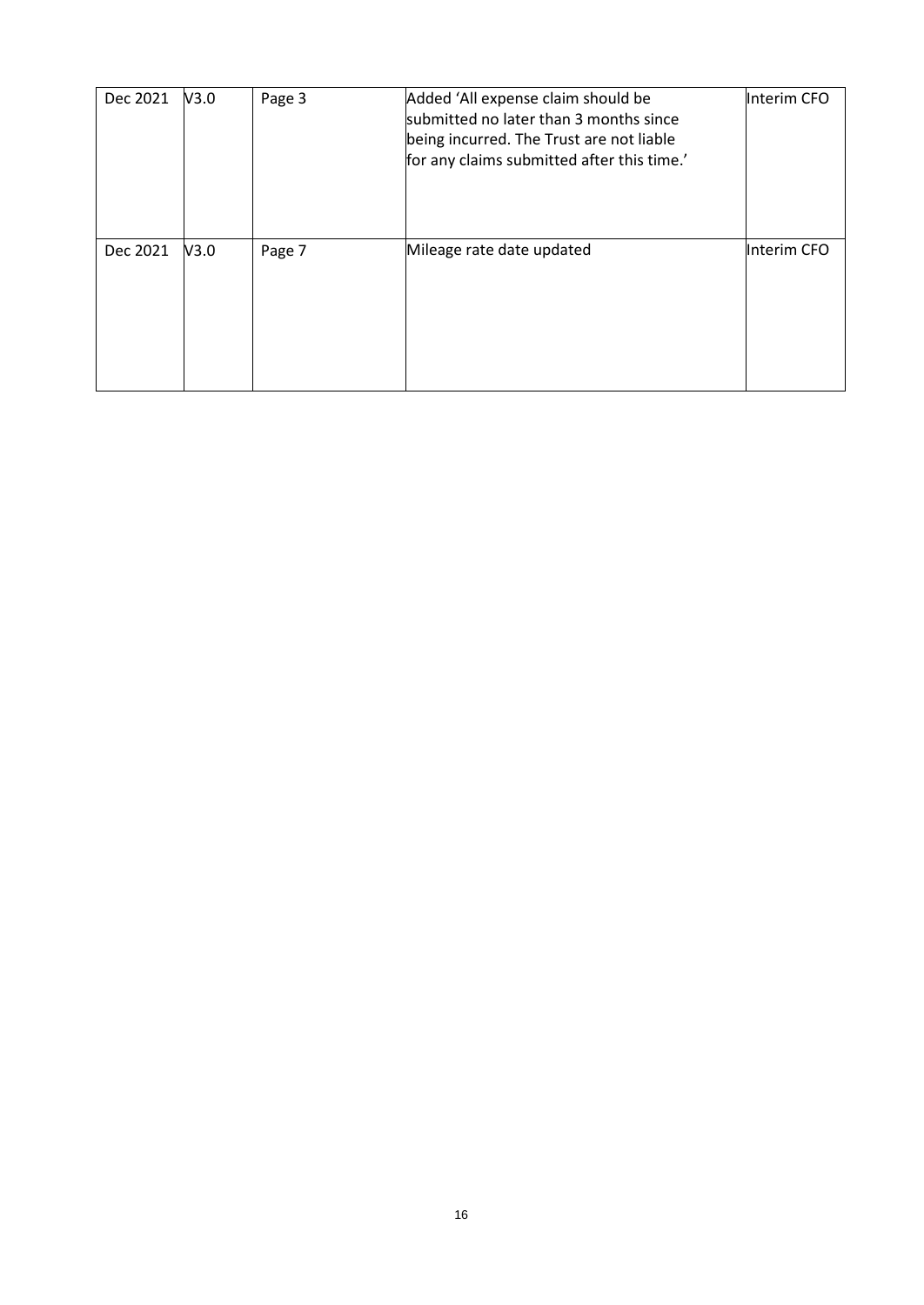| | | | | |
|---|---|---|---|---|
| Dec 2021 | V3.0 | Page 3 | Added 'All expense claim should be submitted no later than 3 months since being incurred. The Trust are not liable for any claims submitted after this time.' | Interim CFO |
| Dec 2021 | V3.0 | Page 7 | Mileage rate date updated | Interim CFO |